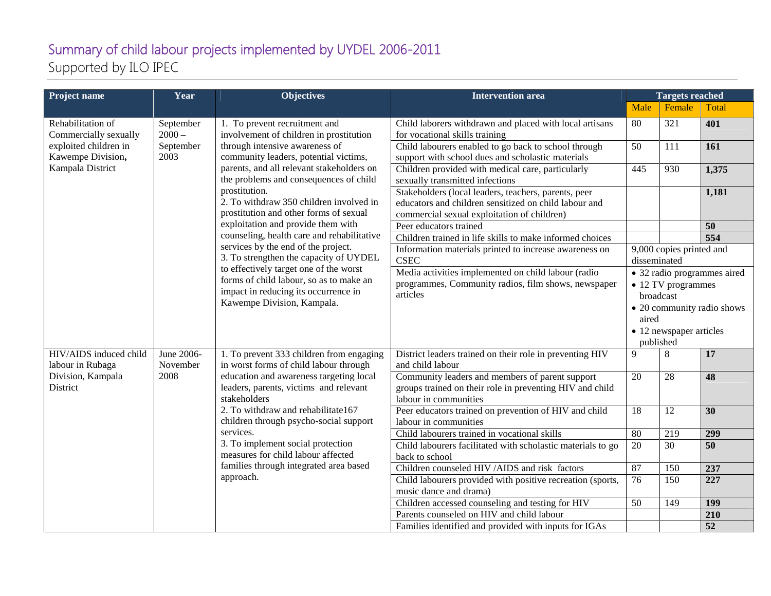# Summary of child labour projects implemented by UYDEL 2006-2011

Supported by ILO IPEC

| Project name | Year | Objectives | Intervention area | Targets reached | | |
|---|---|---|---|---|---|---|
| | | | | Male | Female | Total |
| Rehabilitation of Commercially sexually exploited children in Kawempe Division, **Kampala District** | September 2000 – September 2003 | 1. To prevent recruitment and involvement of children in prostitution through intensive awareness of community leaders, potential victims, parents, and all relevant stakeholders on the problems and consequences of child prostitution.<br>2. To withdraw 350 children involved in prostitution and other forms of sexual exploitation and provide them with counseling, health care and rehabilitative services by the end of the project.<br>3. To strengthen the capacity of UYDEL to effectively target one of the worst forms of child labour, so as to make an impact in reducing its occurrence in Kawempe Division, Kampala. | Child laborers withdrawn and placed with local artisans for vocational skills training | 80 | 321 | **401** |
| | | | Child labourers enabled to go back to school through support with school dues and scholastic materials | 50 | 111 | **161** |
| | | | Children provided with medical care, particularly sexually transmitted infections | 445 | 930 | **1,375** |
| | | | Stakeholders (local leaders, teachers, parents, peer educators and children sensitized on child labour and commercial sexual exploitation of children) | | | **1,181** |
| | | | Peer educators trained | | | **50** |
| | | | Children trained in life skills to make informed choices | | | **554** |
| | | | Information materials printed to increase awareness on CSEC | 9,000 copies printed and disseminated | | |
| | | | Media activities implemented on child labour (radio programmes, Community radios, film shows, newspaper articles | • 32 radio programmes aired<br>• 12 TV programmes broadcast<br>• 20 community radio shows aired<br>• 12 newspaper articles published | | |
| HIV/AIDS induced child labour in Rubaga Division, Kampala District | June 2006-November 2008 | 1. To prevent 333 children from engaging in worst forms of child labour through education and awareness targeting local leaders, parents, victims and relevant stakeholders<br>2. To withdraw and rehabilitate167 children through psycho-social support services.<br>3. To implement social protection measures for child labour affected families through integrated area based approach. | District leaders trained on their role in preventing HIV and child labour | 9 | 8 | **17** |
| | | | Community leaders and members of parent support groups trained on their role in preventing HIV and child labour in communities | 20 | 28 | **48** |
| | | | Peer educators trained on prevention of HIV and child labour in communities | 18 | 12 | **30** |
| | | | Child labourers trained in vocational skills | 80 | 219 | **299** |
| | | | Child labourers facilitated with scholastic materials to go back to school | 20 | 30 | **50** |
| | | | Children counseled HIV /AIDS and risk factors | 87 | 150 | **237** |
| | | | Child labourers provided with positive recreation (sports, music dance and drama) | 76 | 150 | **227** |
| | | | Children accessed counseling and testing for HIV | 50 | 149 | **199** |
| | | | Parents counseled on HIV and child labour | | | **210** |
| | | | Families identified and provided with inputs for IGAs | | | **52** |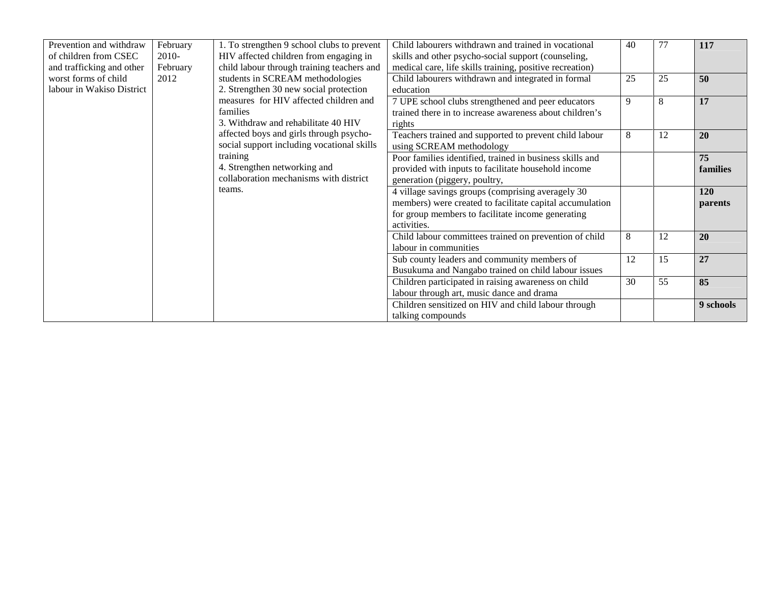| | | | | | | |
|---|---|---|---|---|---|---|
| Prevention and withdraw of children from CSEC and trafficking and other worst forms of child labour in Wakiso District | February 2010- February 2012 | 1. To strengthen 9 school clubs to prevent HIV affected children from engaging in child labour through training teachers and students in SCREAM methodologies<br>2. Strengthen 30 new social protection measures for HIV affected children and families<br>3. Withdraw and rehabilitate 40 HIV affected boys and girls through psycho-social support including vocational skills training<br>4. Strengthen networking and collaboration mechanisms with district teams. | Child labourers withdrawn and trained in vocational skills and other psycho-social support (counseling, medical care, life skills training, positive recreation) | 40 | 77 | **117** |
| | | | Child labourers withdrawn and integrated in formal education | 25 | 25 | **50** |
| | | | 7 UPE school clubs strengthened and peer educators trained there in to increase awareness about children's rights | 9 | 8 | **17** |
| | | | Teachers trained and supported to prevent child labour using SCREAM methodology | 8 | 12 | **20** |
| | | | Poor families identified, trained in business skills and provided with inputs to facilitate household income generation (piggery, poultry, | | | **75 families** |
| | | | 4 village savings groups (comprising averagely 30 members) were created to facilitate capital accumulation for group members to facilitate income generating activities. | | | **120 parents** |
| | | | Child labour committees trained on prevention of child labour in communities | 8 | 12 | **20** |
| | | | Sub county leaders and community members of Busukuma and Nangabo trained on child labour issues | 12 | 15 | **27** |
| | | | Children participated in raising awareness on child labour through art, music dance and drama | 30 | 55 | **85** |
| | | | Children sensitized on HIV and child labour through talking compounds | | | **9 schools** |